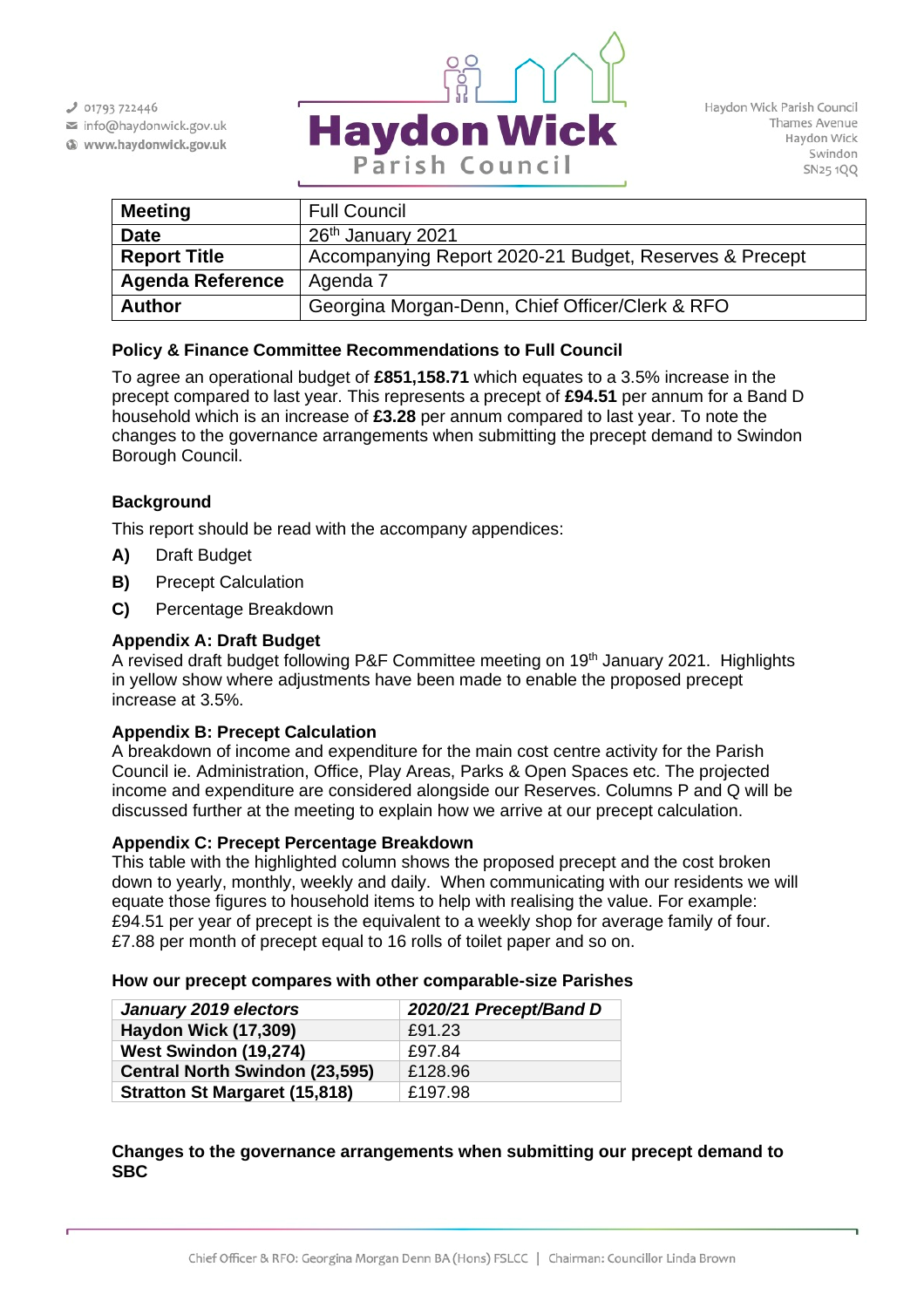01793 722446
info@haydonwick.gov.uk
www.haydonwick.gov.uk

# Haydon Wick Parish Council

Haydon Wick Parish Council
Thames Avenue
Haydon Wick
Swindon
SN25 1QQ

| | |
|---|---|
| **Meeting** | Full Council |
| **Date** | 26th January 2021 |
| **Report Title** | Accompanying Report 2020-21 Budget, Reserves & Precept |
| **Agenda Reference** | Agenda 7 |
| **Author** | Georgina Morgan-Denn, Chief Officer/Clerk & RFO |

**Policy & Finance Committee Recommendations to Full Council**

To agree an operational budget of **£851,158.71** which equates to a 3.5% increase in the precept compared to last year. This represents a precept of **£94.51** per annum for a Band D household which is an increase of **£3.28** per annum compared to last year. To note the changes to the governance arrangements when submitting the precept demand to Swindon Borough Council.

**Background**

This report should be read with the accompany appendices:

- **A)** Draft Budget
- **B)** Precept Calculation
- **C)** Percentage Breakdown

**Appendix A: Draft Budget**
A revised draft budget following P&F Committee meeting on 19th January 2021. Highlights in yellow show where adjustments have been made to enable the proposed precept increase at 3.5%.

**Appendix B: Precept Calculation**
A breakdown of income and expenditure for the main cost centre activity for the Parish Council ie. Administration, Office, Play Areas, Parks & Open Spaces etc. The projected income and expenditure are considered alongside our Reserves. Columns P and Q will be discussed further at the meeting to explain how we arrive at our precept calculation.

**Appendix C: Precept Percentage Breakdown**
This table with the highlighted column shows the proposed precept and the cost broken down to yearly, monthly, weekly and daily. When communicating with our residents we will equate those figures to household items to help with realising the value. For example: £94.51 per year of precept is the equivalent to a weekly shop for average family of four. £7.88 per month of precept equal to 16 rolls of toilet paper and so on.

**How our precept compares with other comparable-size Parishes**

| *January 2019 electors* | *2020/21 Precept/Band D* |
|---|---|
| **Haydon Wick (17,309)** | £91.23 |
| **West Swindon (19,274)** | £97.84 |
| **Central North Swindon (23,595)** | £128.96 |
| **Stratton St Margaret (15,818)** | £197.98 |

**Changes to the governance arrangements when submitting our precept demand to SBC**

Chief Officer & RFO: Georgina Morgan Denn BA (Hons) FSLCC | Chairman: Councillor Linda Brown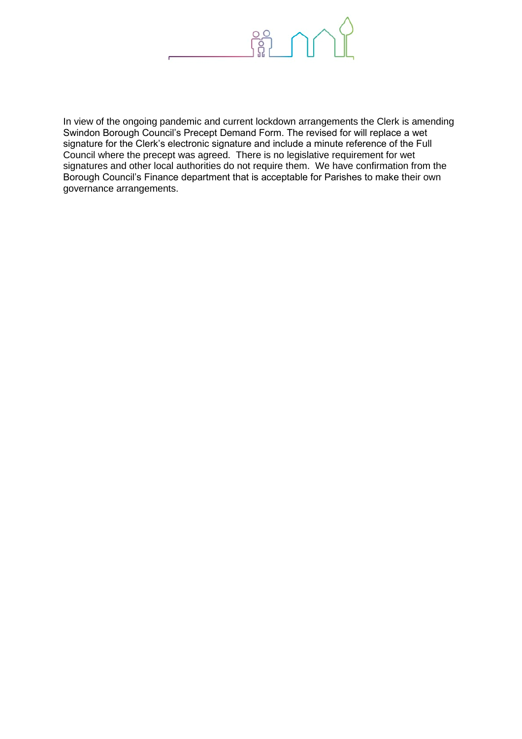In view of the ongoing pandemic and current lockdown arrangements the Clerk is amending Swindon Borough Council's Precept Demand Form. The revised for will replace a wet signature for the Clerk's electronic signature and include a minute reference of the Full Council where the precept was agreed. There is no legislative requirement for wet signatures and other local authorities do not require them. We have confirmation from the Borough Council's Finance department that is acceptable for Parishes to make their own governance arrangements.